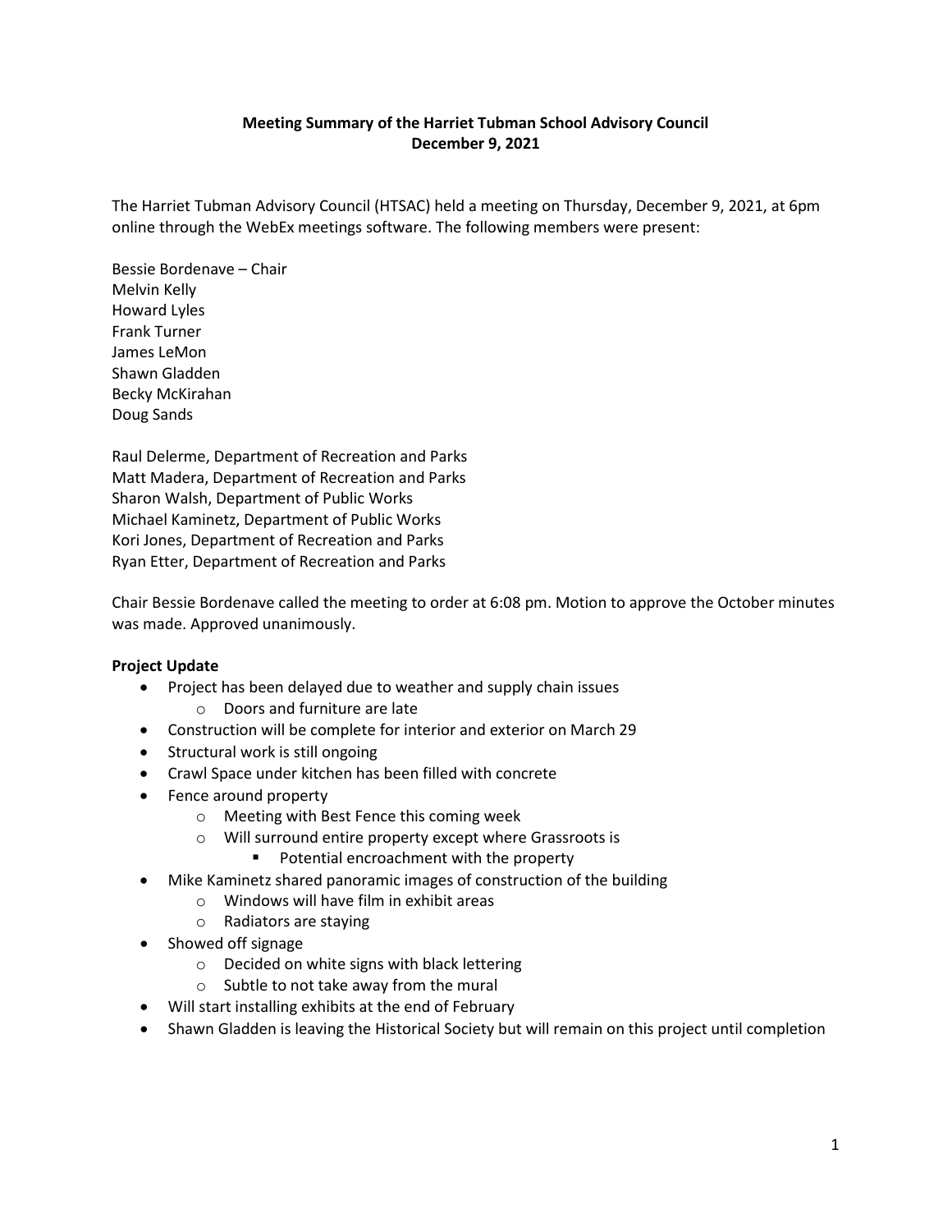**Meeting Summary of the Harriet Tubman School Advisory Council**
**December 9, 2021**

The Harriet Tubman Advisory Council (HTSAC) held a meeting on Thursday, December 9, 2021, at 6pm online through the WebEx meetings software. The following members were present:

Bessie Bordenave – Chair
Melvin Kelly
Howard Lyles
Frank Turner
James LeMon
Shawn Gladden
Becky McKirahan
Doug Sands

Raul Delerme, Department of Recreation and Parks
Matt Madera, Department of Recreation and Parks
Sharon Walsh, Department of Public Works
Michael Kaminetz, Department of Public Works
Kori Jones, Department of Recreation and Parks
Ryan Etter, Department of Recreation and Parks

Chair Bessie Bordenave called the meeting to order at 6:08 pm. Motion to approve the October minutes was made. Approved unanimously.

**Project Update**

- Project has been delayed due to weather and supply chain issues
  - Doors and furniture are late
- Construction will be complete for interior and exterior on March 29
- Structural work is still ongoing
- Crawl Space under kitchen has been filled with concrete
- Fence around property
  - Meeting with Best Fence this coming week
  - Will surround entire property except where Grassroots is
    - Potential encroachment with the property
- Mike Kaminetz shared panoramic images of construction of the building
  - Windows will have film in exhibit areas
  - Radiators are staying
- Showed off signage
  - Decided on white signs with black lettering
  - Subtle to not take away from the mural
- Will start installing exhibits at the end of February
- Shawn Gladden is leaving the Historical Society but will remain on this project until completion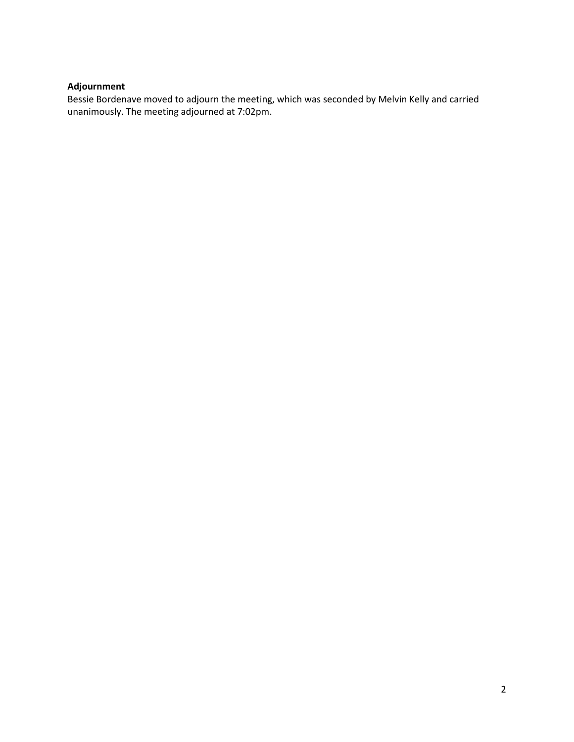**Adjournment**

Bessie Bordenave moved to adjourn the meeting, which was seconded by Melvin Kelly and carried unanimously. The meeting adjourned at 7:02pm.